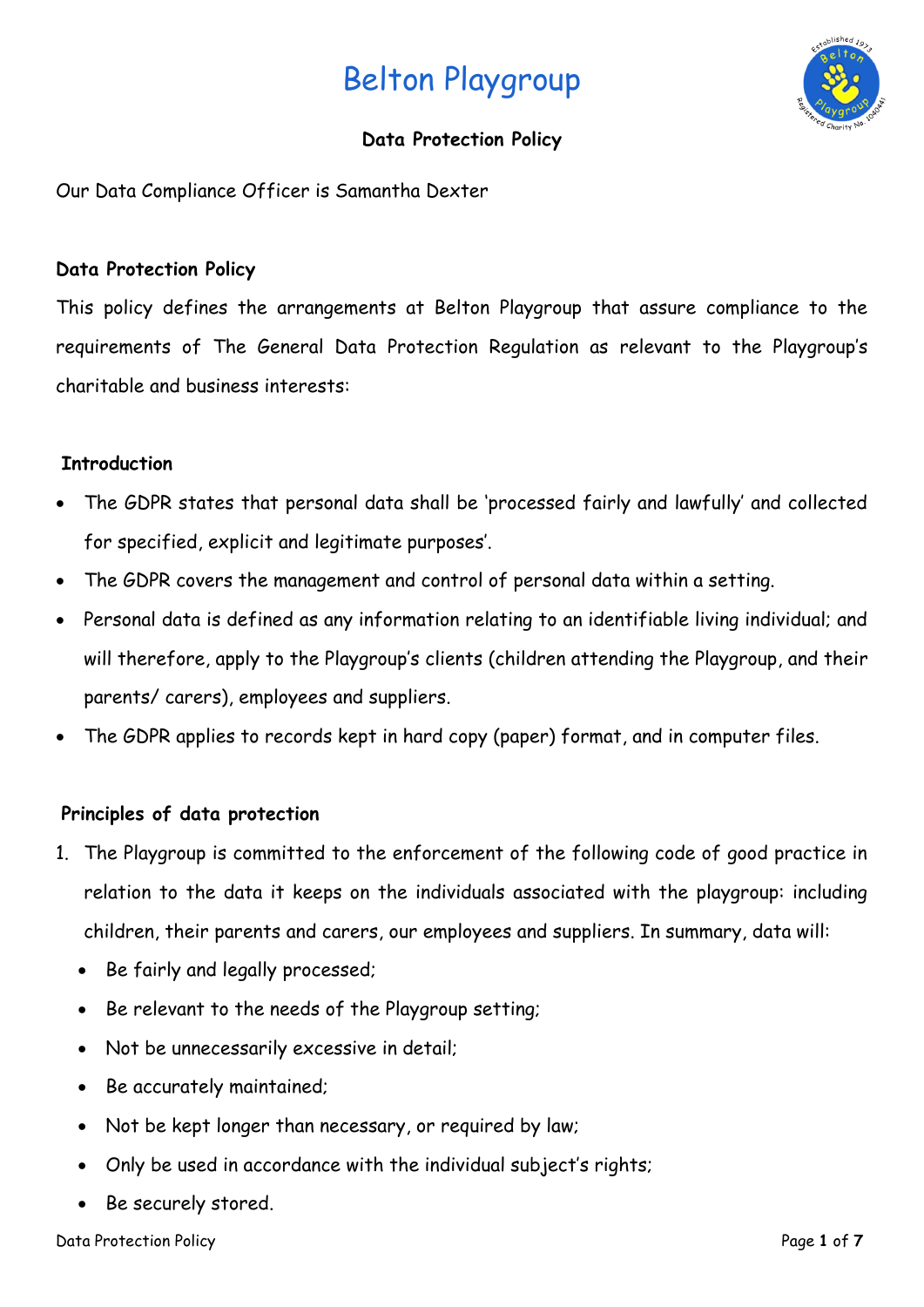# Belton Playgroup

**Data Protection Policy**

Our Data Compliance Officer is Samantha Dexter

**Data Protection Policy**

This policy defines the arrangements at Belton Playgroup that assure compliance to the requirements of The General Data Protection Regulation as relevant to the Playgroup's charitable and business interests:

**Introduction**

- The GDPR states that personal data shall be 'processed fairly and lawfully' and collected for specified, explicit and legitimate purposes'.
- The GDPR covers the management and control of personal data within a setting.
- Personal data is defined as any information relating to an identifiable living individual; and will therefore, apply to the Playgroup's clients (children attending the Playgroup, and their parents/ carers), employees and suppliers.
- The GDPR applies to records kept in hard copy (paper) format, and in computer files.

**Principles of data protection**

1. The Playgroup is committed to the enforcement of the following code of good practice in relation to the data it keeps on the individuals associated with the playgroup: including children, their parents and carers, our employees and suppliers. In summary, data will:
   - Be fairly and legally processed;
   - Be relevant to the needs of the Playgroup setting;
   - Not be unnecessarily excessive in detail;
   - Be accurately maintained;
   - Not be kept longer than necessary, or required by law;
   - Only be used in accordance with the individual subject's rights;
   - Be securely stored.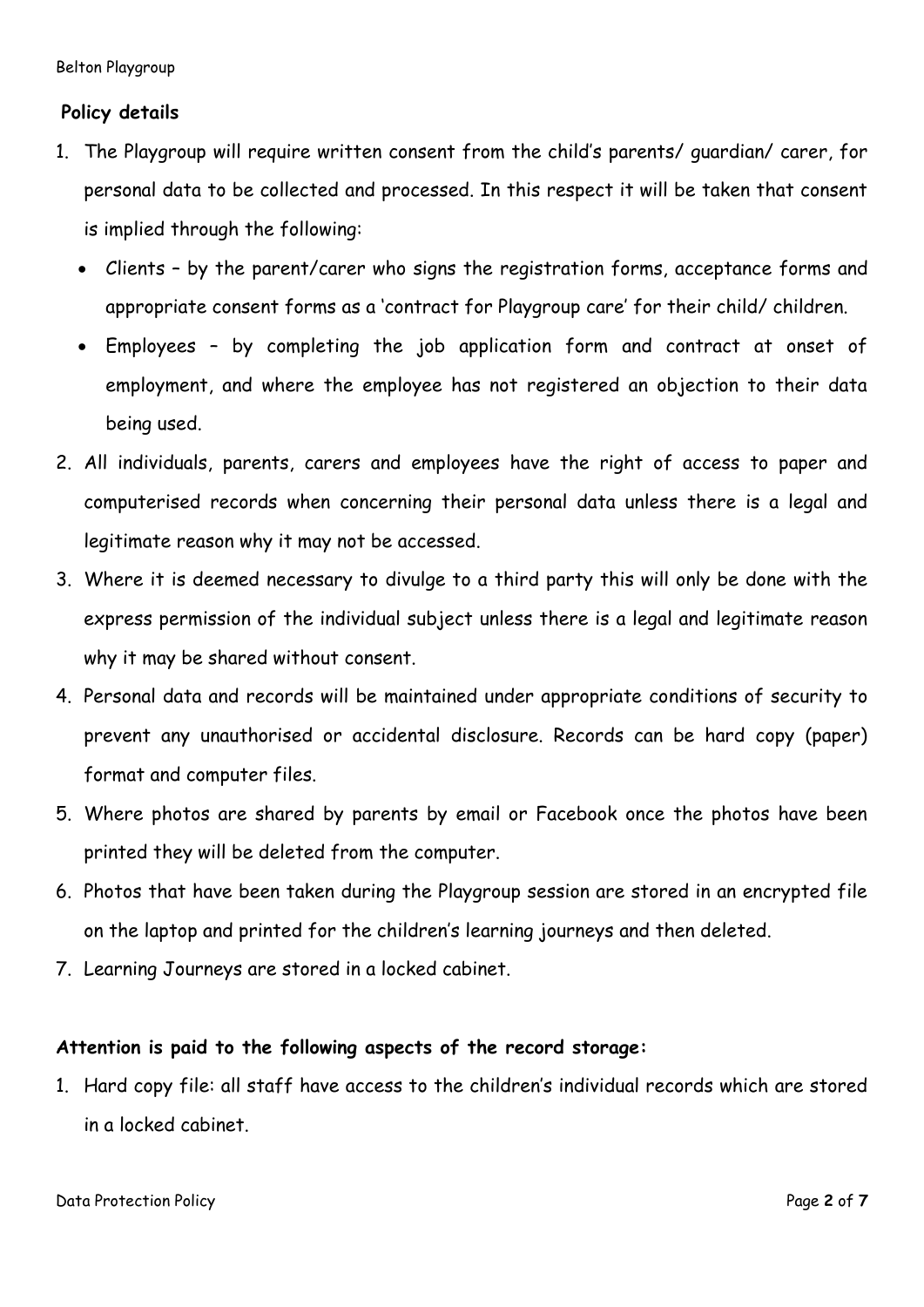**Policy details**

1. The Playgroup will require written consent from the child's parents/ guardian/ carer, for personal data to be collected and processed. In this respect it will be taken that consent is implied through the following:
   - Clients – by the parent/carer who signs the registration forms, acceptance forms and appropriate consent forms as a 'contract for Playgroup care' for their child/ children.
   - Employees – by completing the job application form and contract at onset of employment, and where the employee has not registered an objection to their data being used.
2. All individuals, parents, carers and employees have the right of access to paper and computerised records when concerning their personal data unless there is a legal and legitimate reason why it may not be accessed.
3. Where it is deemed necessary to divulge to a third party this will only be done with the express permission of the individual subject unless there is a legal and legitimate reason why it may be shared without consent.
4. Personal data and records will be maintained under appropriate conditions of security to prevent any unauthorised or accidental disclosure. Records can be hard copy (paper) format and computer files.
5. Where photos are shared by parents by email or Facebook once the photos have been printed they will be deleted from the computer.
6. Photos that have been taken during the Playgroup session are stored in an encrypted file on the laptop and printed for the children's learning journeys and then deleted.
7. Learning Journeys are stored in a locked cabinet.

**Attention is paid to the following aspects of the record storage:**

1. Hard copy file: all staff have access to the children's individual records which are stored in a locked cabinet.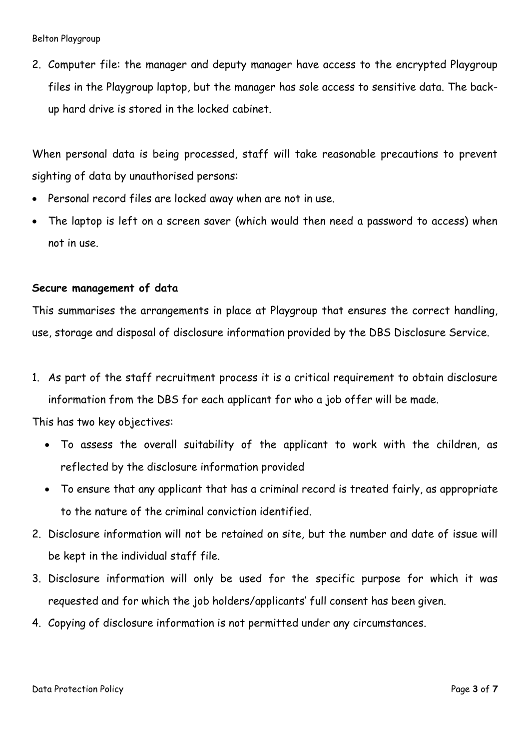2. Computer file: the manager and deputy manager have access to the encrypted Playgroup files in the Playgroup laptop, but the manager has sole access to sensitive data. The back-up hard drive is stored in the locked cabinet.

When personal data is being processed, staff will take reasonable precautions to prevent sighting of data by unauthorised persons:

- Personal record files are locked away when are not in use.
- The laptop is left on a screen saver (which would then need a password to access) when not in use.

**Secure management of data**

This summarises the arrangements in place at Playgroup that ensures the correct handling, use, storage and disposal of disclosure information provided by the DBS Disclosure Service.

1. As part of the staff recruitment process it is a critical requirement to obtain disclosure information from the DBS for each applicant for who a job offer will be made.

This has two key objectives:

- To assess the overall suitability of the applicant to work with the children, as reflected by the disclosure information provided
- To ensure that any applicant that has a criminal record is treated fairly, as appropriate to the nature of the criminal conviction identified.

2. Disclosure information will not be retained on site, but the number and date of issue will be kept in the individual staff file.
3. Disclosure information will only be used for the specific purpose for which it was requested and for which the job holders/applicants' full consent has been given.
4. Copying of disclosure information is not permitted under any circumstances.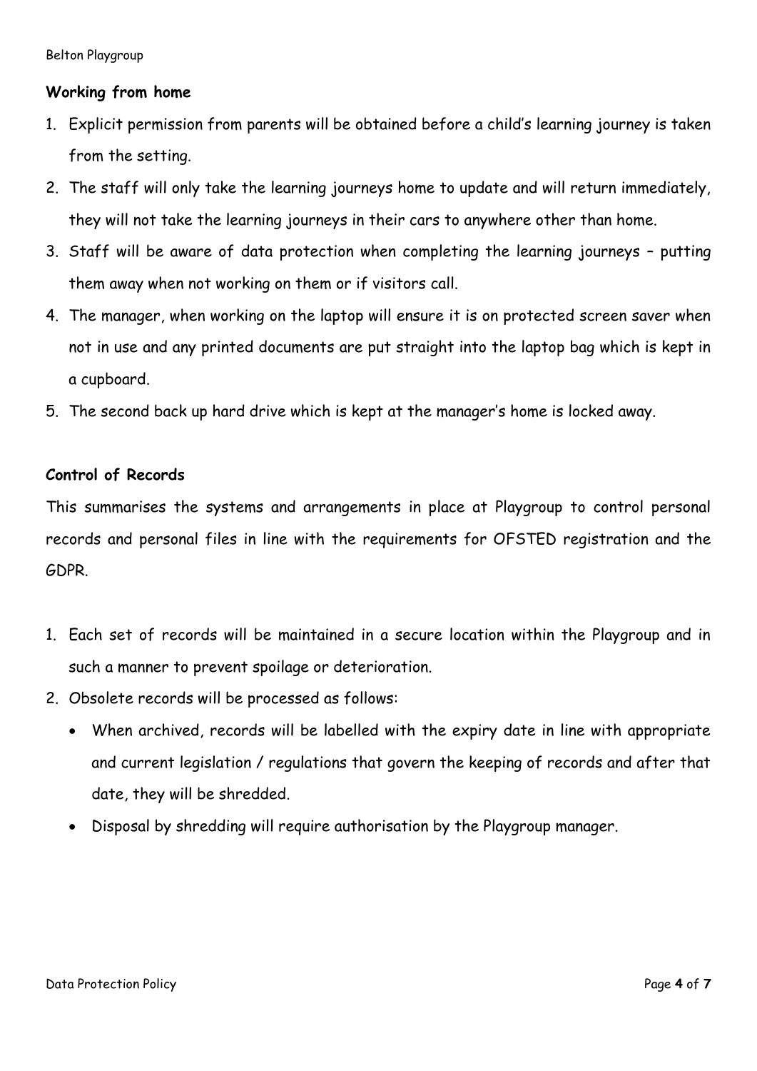**Working from home**

1. Explicit permission from parents will be obtained before a child's learning journey is taken from the setting.
2. The staff will only take the learning journeys home to update and will return immediately, they will not take the learning journeys in their cars to anywhere other than home.
3. Staff will be aware of data protection when completing the learning journeys – putting them away when not working on them or if visitors call.
4. The manager, when working on the laptop will ensure it is on protected screen saver when not in use and any printed documents are put straight into the laptop bag which is kept in a cupboard.
5. The second back up hard drive which is kept at the manager's home is locked away.

**Control of Records**

This summarises the systems and arrangements in place at Playgroup to control personal records and personal files in line with the requirements for OFSTED registration and the GDPR.

1. Each set of records will be maintained in a secure location within the Playgroup and in such a manner to prevent spoilage or deterioration.
2. Obsolete records will be processed as follows:
   - When archived, records will be labelled with the expiry date in line with appropriate and current legislation / regulations that govern the keeping of records and after that date, they will be shredded.
   - Disposal by shredding will require authorisation by the Playgroup manager.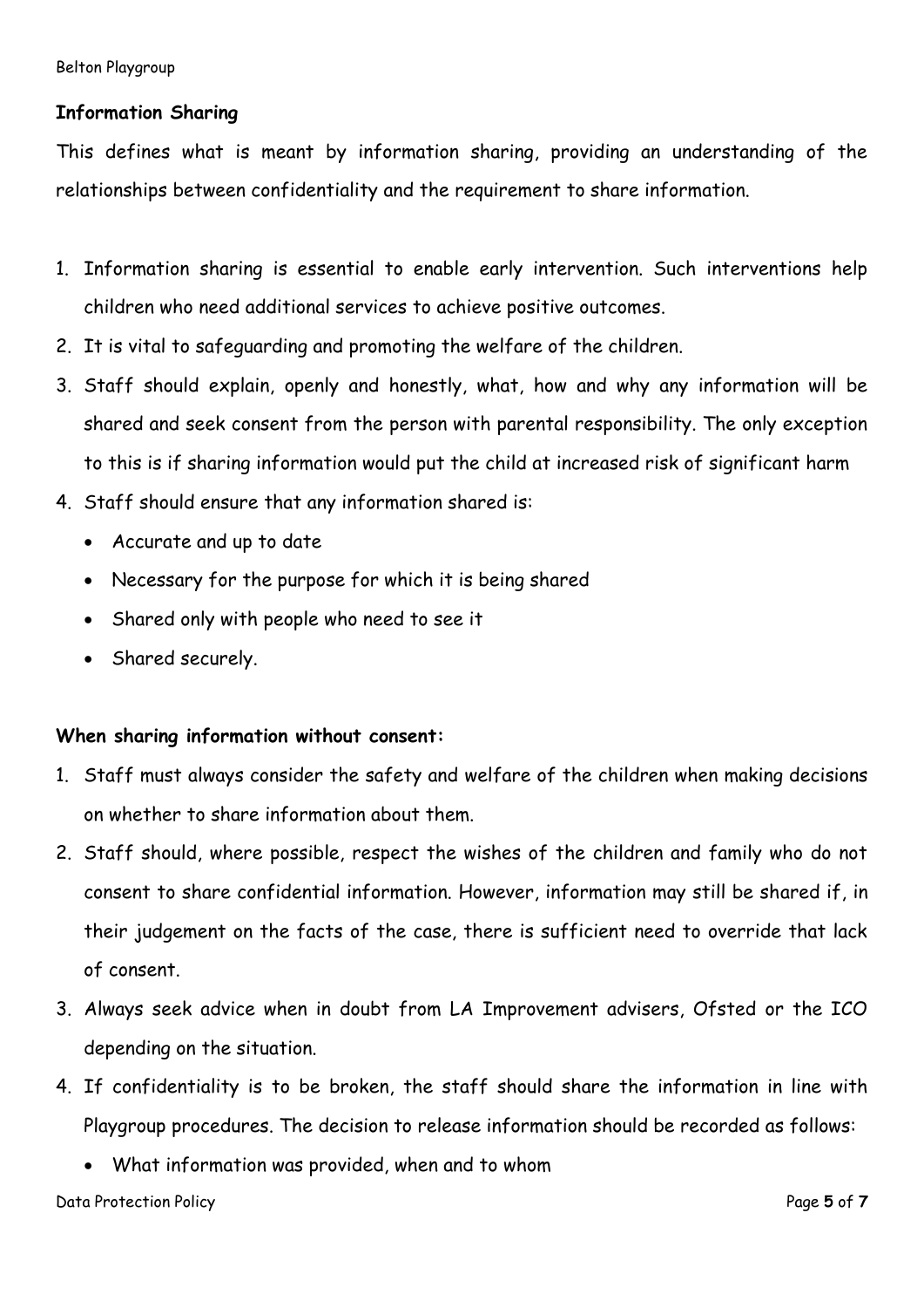**Information Sharing**

This defines what is meant by information sharing, providing an understanding of the relationships between confidentiality and the requirement to share information.

1. Information sharing is essential to enable early intervention. Such interventions help children who need additional services to achieve positive outcomes.
2. It is vital to safeguarding and promoting the welfare of the children.
3. Staff should explain, openly and honestly, what, how and why any information will be shared and seek consent from the person with parental responsibility. The only exception to this is if sharing information would put the child at increased risk of significant harm
4. Staff should ensure that any information shared is:
   - Accurate and up to date
   - Necessary for the purpose for which it is being shared
   - Shared only with people who need to see it
   - Shared securely.

**When sharing information without consent:**

1. Staff must always consider the safety and welfare of the children when making decisions on whether to share information about them.
2. Staff should, where possible, respect the wishes of the children and family who do not consent to share confidential information. However, information may still be shared if, in their judgement on the facts of the case, there is sufficient need to override that lack of consent.
3. Always seek advice when in doubt from LA Improvement advisers, Ofsted or the ICO depending on the situation.
4. If confidentiality is to be broken, the staff should share the information in line with Playgroup procedures. The decision to release information should be recorded as follows:
   - What information was provided, when and to whom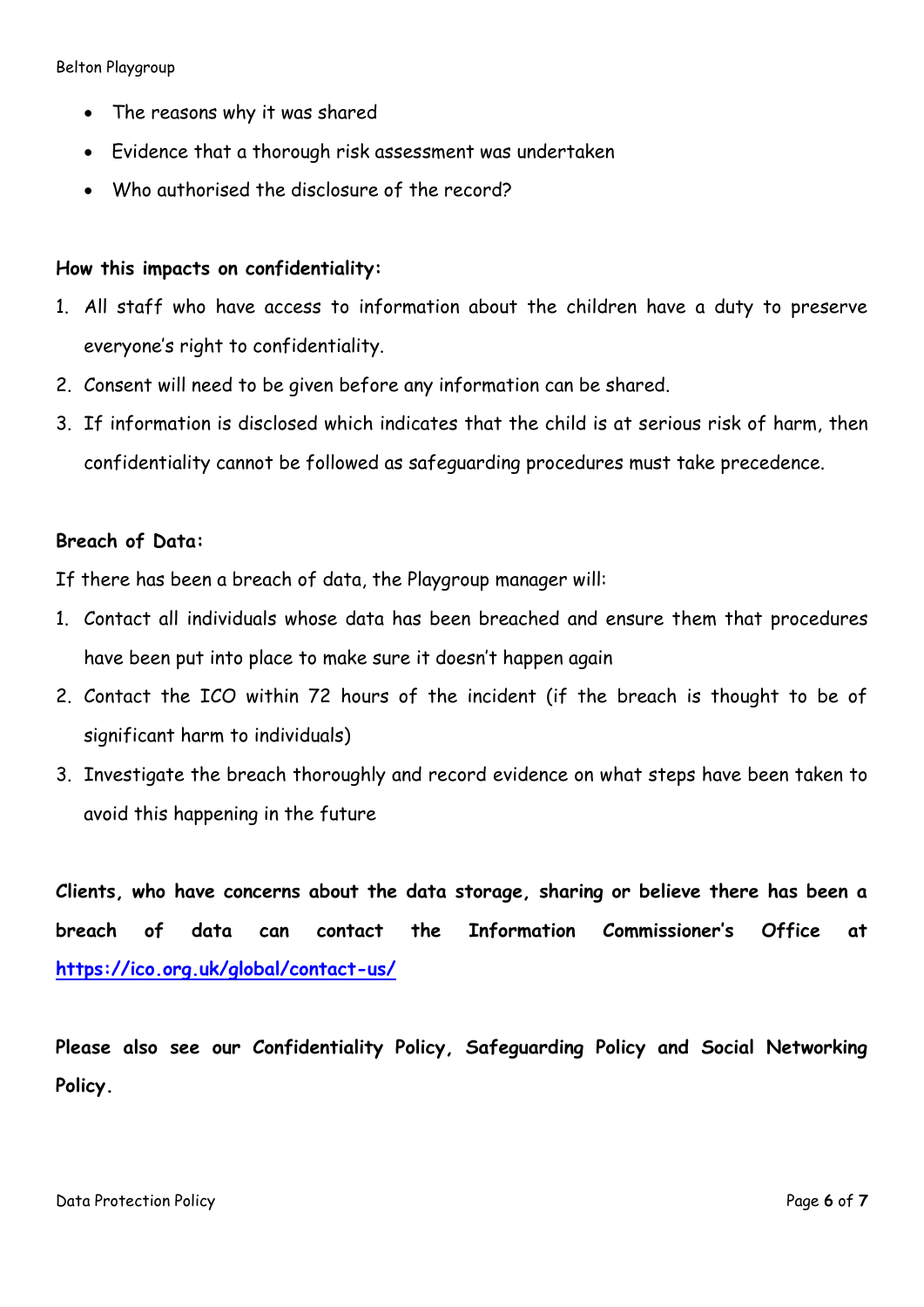- The reasons why it was shared
- Evidence that a thorough risk assessment was undertaken
- Who authorised the disclosure of the record?

**How this impacts on confidentiality:**

1. All staff who have access to information about the children have a duty to preserve everyone's right to confidentiality.
2. Consent will need to be given before any information can be shared.
3. If information is disclosed which indicates that the child is at serious risk of harm, then confidentiality cannot be followed as safeguarding procedures must take precedence.

**Breach of Data:**

If there has been a breach of data, the Playgroup manager will:

1. Contact all individuals whose data has been breached and ensure them that procedures have been put into place to make sure it doesn't happen again
2. Contact the ICO within 72 hours of the incident (if the breach is thought to be of significant harm to individuals)
3. Investigate the breach thoroughly and record evidence on what steps have been taken to avoid this happening in the future

**Clients, who have concerns about the data storage, sharing or believe there has been a breach of data can contact the Information Commissioner's Office at [https://ico.org.uk/global/contact-us/](https://ico.org.uk/global/contact-us/)**

**Please also see our Confidentiality Policy, Safeguarding Policy and Social Networking Policy.**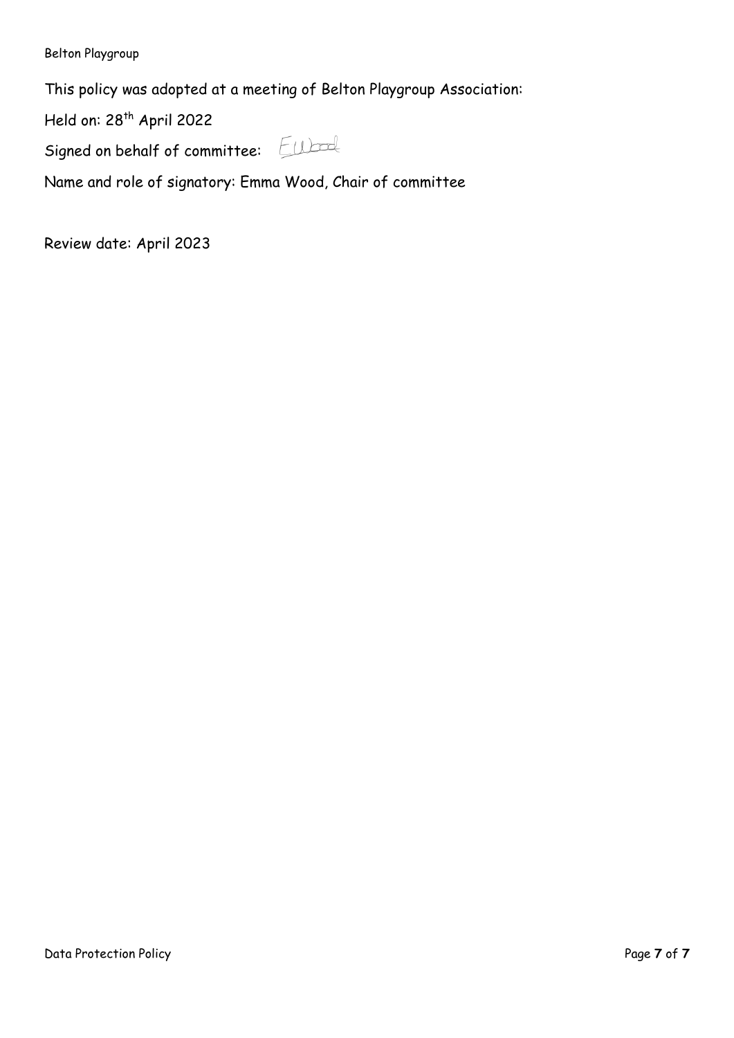This policy was adopted at a meeting of Belton Playgroup Association:

Held on: 28th April 2022

Signed on behalf of committee: E Wood

Name and role of signatory: Emma Wood, Chair of committee

Review date: April 2023